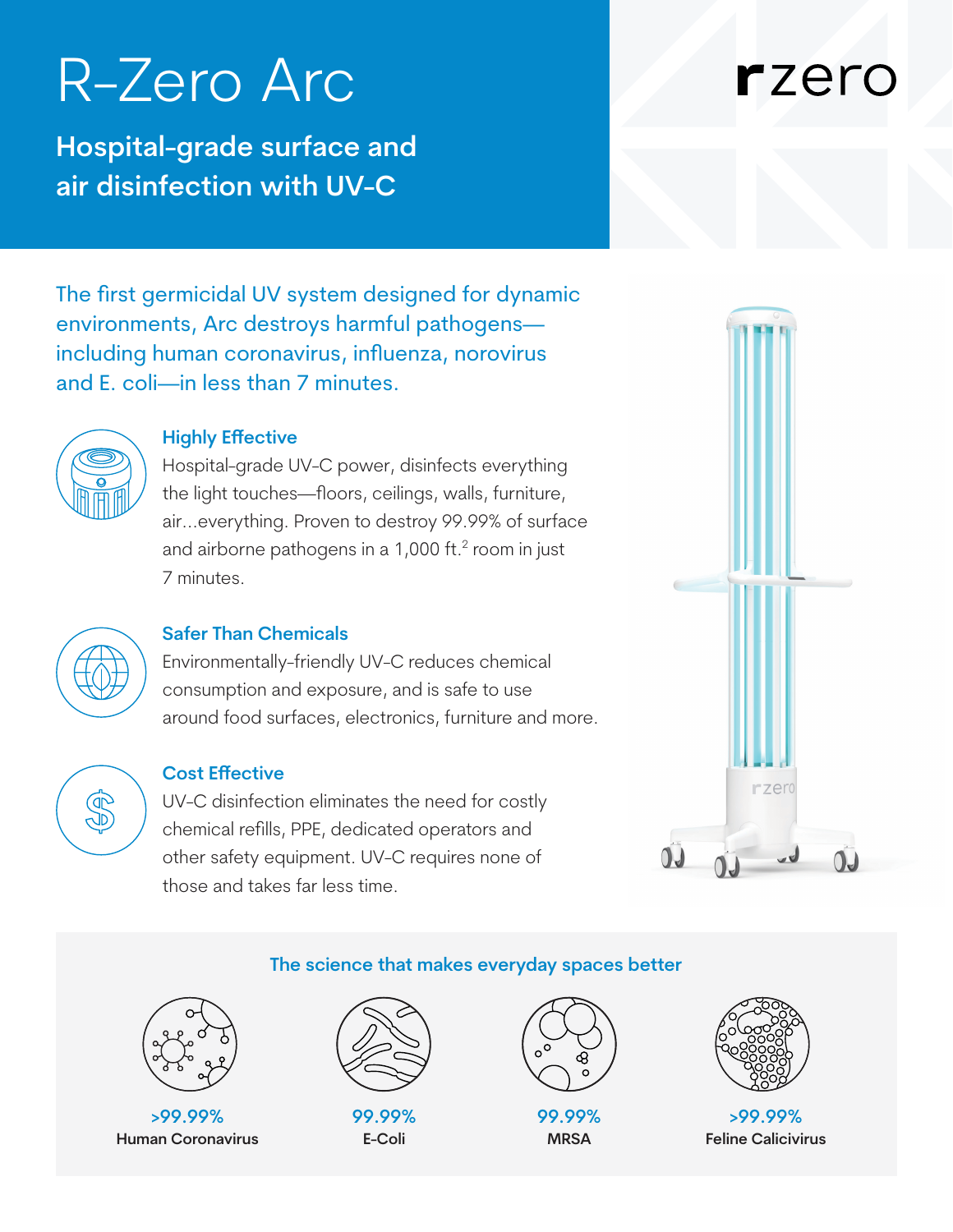# R-Zero Arc

## Hospital-grade surface and air disinfection with UV-C

rzero

The first germicidal UV system designed for dynamic environments, Arc destroys harmful pathogens—including human coronavirus, influenza, norovirus and E. coli—in less than 7 minutes.

### Highly Effective

Hospital-grade UV-C power, disinfects everything the light touches—floors, ceilings, walls, furniture, air...everything. Proven to destroy 99.99% of surface and airborne pathogens in a 1,000 $ft.^2$ room in just 7 minutes.

### Safer Than Chemicals

Environmentally-friendly UV-C reduces chemical consumption and exposure, and is safe to use around food surfaces, electronics, furniture and more.

### Cost Effective

UV-C disinfection eliminates the need for costly chemical refills, PPE, dedicated operators and other safety equipment. UV-C requires none of those and takes far less time.

### The science that makes everyday spaces better

| >99.99% | 99.99% | 99.99% | >99.99% |
|---|---|---|---|
| Human Coronavirus | E-Coli | MRSA | Feline Calicivirus |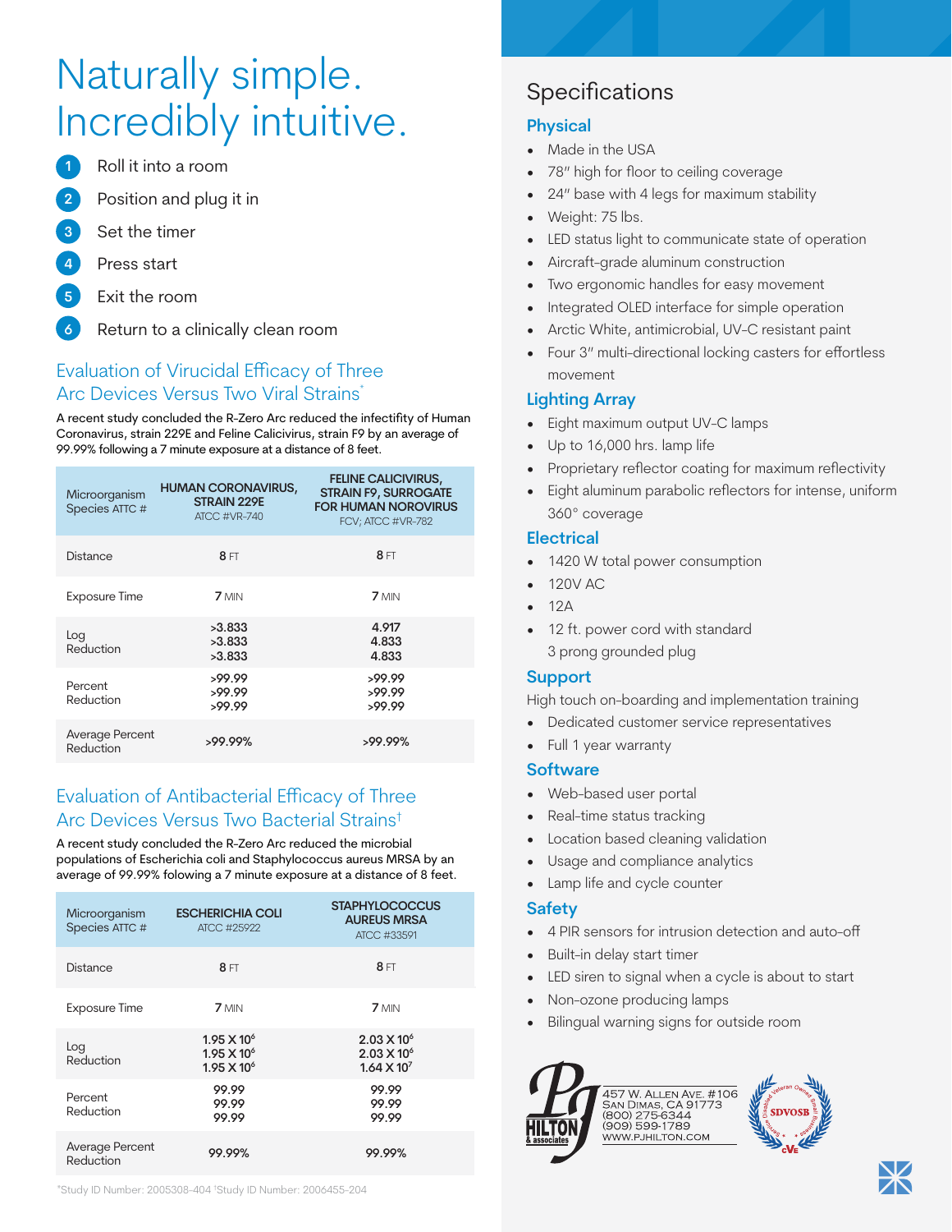# Naturally simple. Incredibly intuitive.

1. Roll it into a room
2. Position and plug it in
3. Set the timer
4. Press start
5. Exit the room
6. Return to a clinically clean room

## Evaluation of Virucidal Efficacy of Three Arc Devices Versus Two Viral Strains*

A recent study concluded the R-Zero Arc reduced the infectifity of Human Coronavirus, strain 229E and Feline Calicivirus, strain F9 by an average of 99.99% following a 7 minute exposure at a distance of 8 feet.

| Microorganism Species ATTC # | **HUMAN CORONAVIRUS, STRAIN 229E** ATCC #VR-740 | **FELINE CALICIVIRUS, STRAIN F9, SURROGATE FOR HUMAN NOROVIRUS** FCV; ATCC #VR-782 |
|---|---|---|
| Distance | **8** FT | **8** FT |
| Exposure Time | **7** MIN | **7** MIN |
| Log Reduction | >3.833<br>>3.833<br>>3.833 | 4.917<br>4.833<br>4.833 |
| Percent Reduction | >99.99<br>>99.99<br>>99.99 | >99.99<br>>99.99<br>>99.99 |
| Average Percent Reduction | >99.99% | >99.99% |

## Evaluation of Antibacterial Efficacy of Three Arc Devices Versus Two Bacterial Strains†

A recent study concluded the R-Zero Arc reduced the microbial populations of Escherichia coli and Staphylococcus aureus MRSA by an average of 99.99% folowing a 7 minute exposure at a distance of 8 feet.

| Microorganism Species ATTC # | **ESCHERICHIA COLI** ATCC #25922 | **STAPHYLOCOCCUS AUREUS MRSA** ATCC #33591 |
|---|---|---|
| Distance | **8** FT | **8** FT |
| Exposure Time | **7** MIN | **7** MIN |
| Log Reduction | $1.95 \times 10^6$<br>$1.95 \times 10^6$<br>$1.95 \times 10^6$ | $2.03 \times 10^6$<br>$2.03 \times 10^6$<br>$1.64 \times 10^7$ |
| Percent Reduction | 99.99<br>99.99<br>99.99 | 99.99<br>99.99<br>99.99 |
| Average Percent Reduction | 99.99% | 99.99% |

*Study ID Number: 2005308-404 †Study ID Number: 2006455-204

# Specifications

## Physical

- Made in the USA
- 78″ high for floor to ceiling coverage
- 24″ base with 4 legs for maximum stability
- Weight: 75 lbs.
- LED status light to communicate state of operation
- Aircraft-grade aluminum construction
- Two ergonomic handles for easy movement
- Integrated OLED interface for simple operation
- Arctic White, antimicrobial, UV-C resistant paint
- Four 3″ multi-directional locking casters for effortless movement

## Lighting Array

- Eight maximum output UV-C lamps
- Up to 16,000 hrs. lamp life
- Proprietary reflector coating for maximum reflectivity
- Eight aluminum parabolic reflectors for intense, uniform 360° coverage

## Electrical

- 1420 W total power consumption
- 120V AC
- 12A
- 12 ft. power cord with standard 3 prong grounded plug

## Support

High touch on-boarding and implementation training

- Dedicated customer service representatives
- Full 1 year warranty

## Software

- Web-based user portal
- Real-time status tracking
- Location based cleaning validation
- Usage and compliance analytics
- Lamp life and cycle counter

## Safety

- 4 PIR sensors for intrusion detection and auto-off
- Built-in delay start timer
- LED siren to signal when a cycle is about to start
- Non-ozone producing lamps
- Bilingual warning signs for outside room

PJ Hilton & associates

457 W. Allen Ave. #106
San Dimas, CA 91773
(800) 275-6344
(909) 599-1789
www.pjhilton.com

Service Disabled Veteran Owned Small Business — SDVOSB — CVE